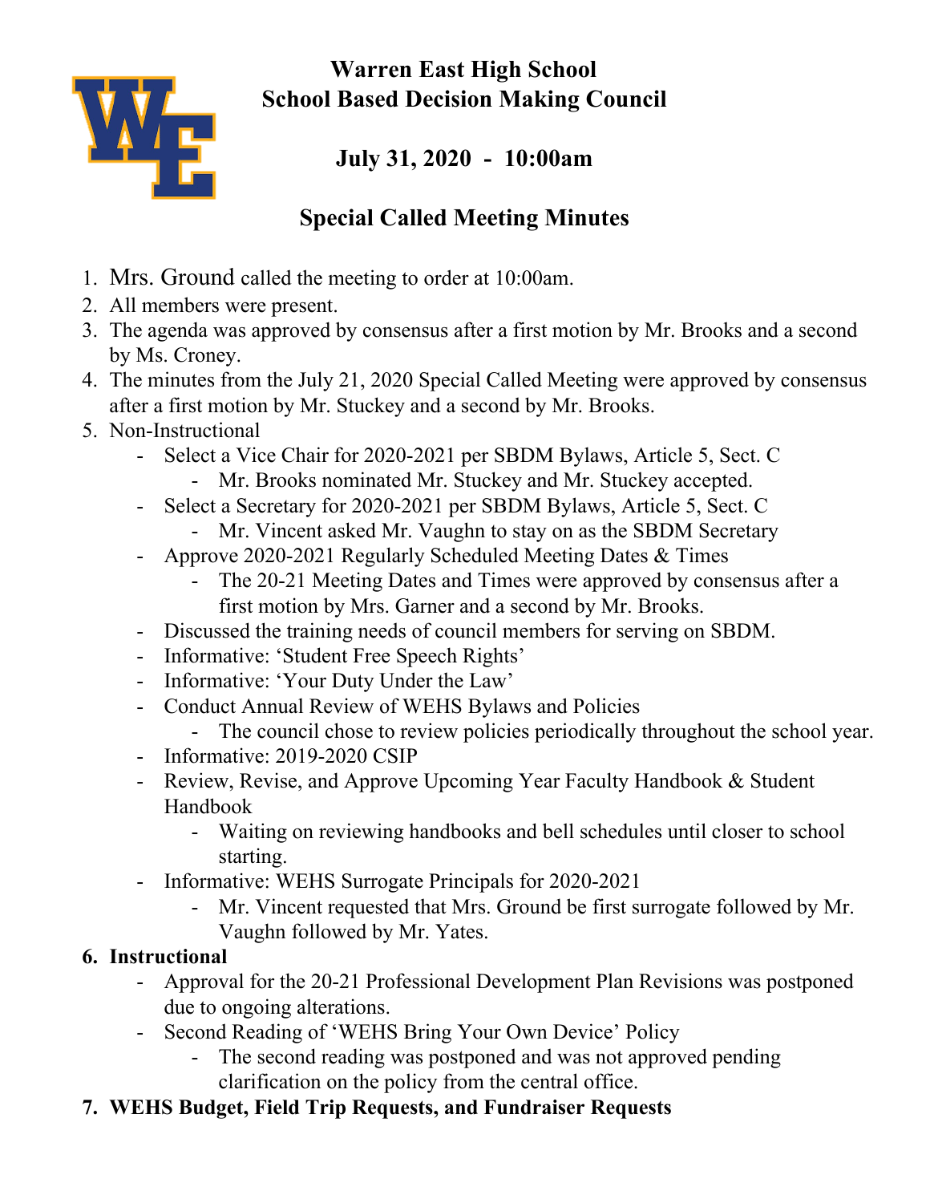# Warren East High School
# School Based Decision Making Council

## July 31, 2020 - 10:00am

## Special Called Meeting Minutes

1. Mrs. Ground called the meeting to order at 10:00am.
2. All members were present.
3. The agenda was approved by consensus after a first motion by Mr. Brooks and a second by Ms. Croney.
4. The minutes from the July 21, 2020 Special Called Meeting were approved by consensus after a first motion by Mr. Stuckey and a second by Mr. Brooks.
5. Non-Instructional
    - Select a Vice Chair for 2020-2021 per SBDM Bylaws, Article 5, Sect. C
        - Mr. Brooks nominated Mr. Stuckey and Mr. Stuckey accepted.
    - Select a Secretary for 2020-2021 per SBDM Bylaws, Article 5, Sect. C
        - Mr. Vincent asked Mr. Vaughn to stay on as the SBDM Secretary
    - Approve 2020-2021 Regularly Scheduled Meeting Dates & Times
        - The 20-21 Meeting Dates and Times were approved by consensus after a first motion by Mrs. Garner and a second by Mr. Brooks.
    - Discussed the training needs of council members for serving on SBDM.
    - Informative: 'Student Free Speech Rights'
    - Informative: 'Your Duty Under the Law'
    - Conduct Annual Review of WEHS Bylaws and Policies
        - The council chose to review policies periodically throughout the school year.
    - Informative: 2019-2020 CSIP
    - Review, Revise, and Approve Upcoming Year Faculty Handbook & Student Handbook
        - Waiting on reviewing handbooks and bell schedules until closer to school starting.
    - Informative: WEHS Surrogate Principals for 2020-2021
        - Mr. Vincent requested that Mrs. Ground be first surrogate followed by Mr. Vaughn followed by Mr. Yates.
6. **Instructional**
    - Approval for the 20-21 Professional Development Plan Revisions was postponed due to ongoing alterations.
    - Second Reading of 'WEHS Bring Your Own Device' Policy
        - The second reading was postponed and was not approved pending clarification on the policy from the central office.
7. **WEHS Budget, Field Trip Requests, and Fundraiser Requests**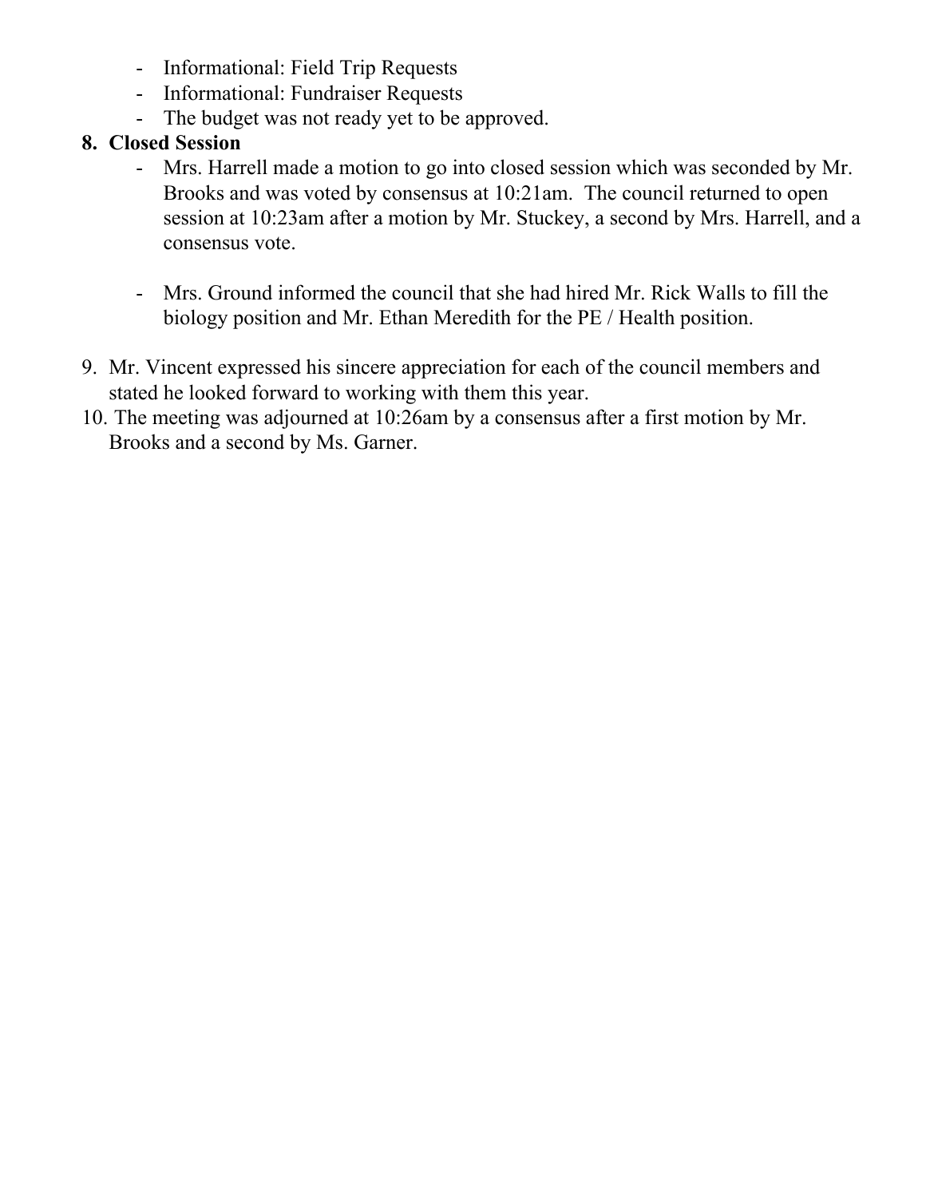- Informational: Field Trip Requests
- Informational: Fundraiser Requests
- The budget was not ready yet to be approved.

8. **Closed Session**
   - Mrs. Harrell made a motion to go into closed session which was seconded by Mr. Brooks and was voted by consensus at 10:21am. The council returned to open session at 10:23am after a motion by Mr. Stuckey, a second by Mrs. Harrell, and a consensus vote.

   - Mrs. Ground informed the council that she had hired Mr. Rick Walls to fill the biology position and Mr. Ethan Meredith for the PE / Health position.

9. Mr. Vincent expressed his sincere appreciation for each of the council members and stated he looked forward to working with them this year.
10. The meeting was adjourned at 10:26am by a consensus after a first motion by Mr. Brooks and a second by Ms. Garner.